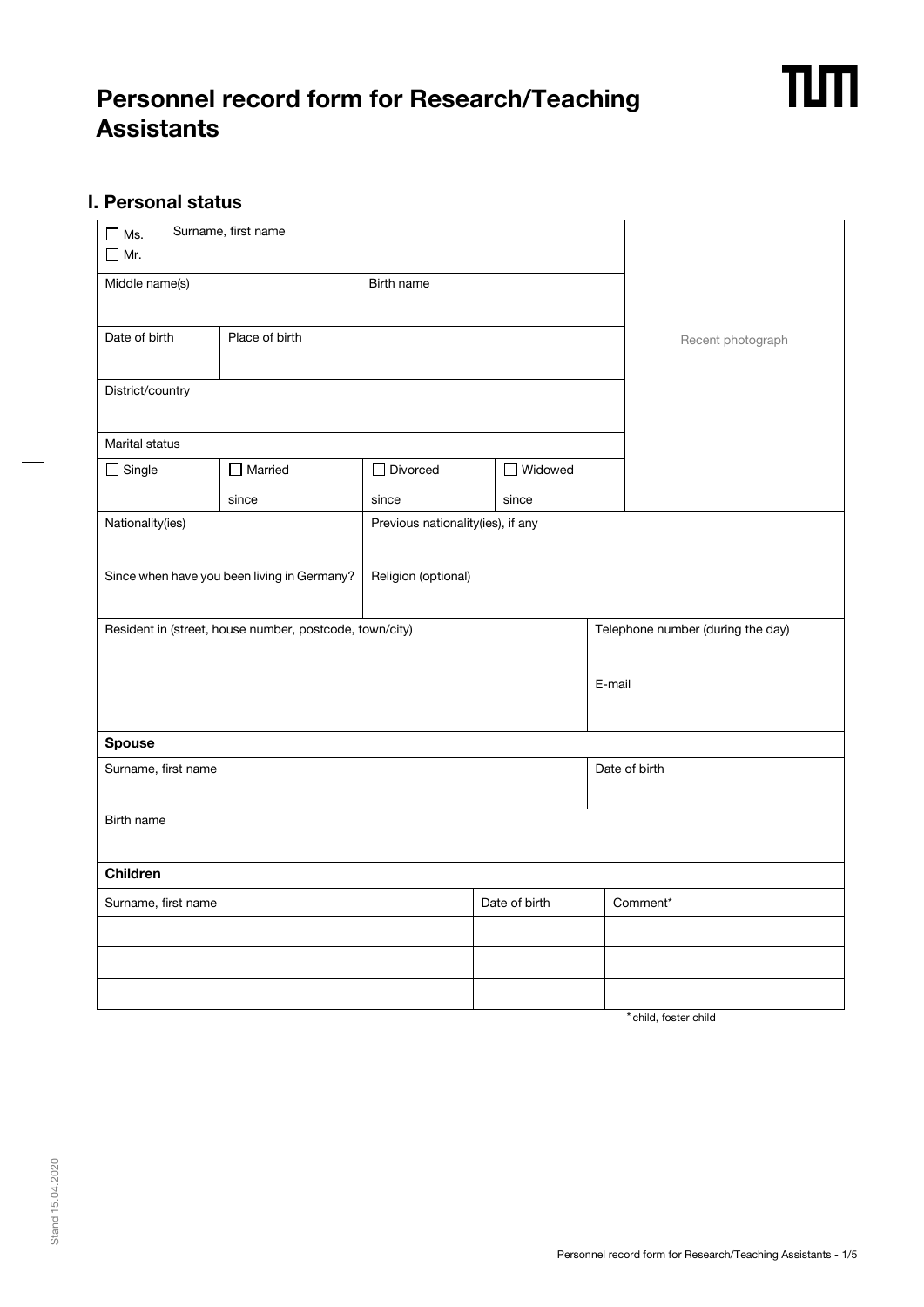# Personnel record form for Research/Teaching Assistants

## I. Personal status

| ☐ Ms. ☐ Mr. | Surname, first name | | | Recent photograph |
|---|---|---|---|---|
| Middle name(s) | | Birth name | | |
| Date of birth | Place of birth | | | |
| District/country | | | | |
| Marital status | | | | |
| ☐ Single | ☐ Married since | ☐ Divorced since | ☐ Widowed since | |
| Nationality(ies) | | Previous nationality(ies), if any | | |
| Since when have you been living in Germany? | | Religion (optional) | | |
| Resident in (street, house number, postcode, town/city) | | | | Telephone number (during the day) E-mail |

| **Spouse** | |
|---|---|
| Surname, first name | Date of birth |
| Birth name | |

| **Children** | | |
|---|---|---|
| Surname, first name | Date of birth | Comment* |
| | | |
| | | |
| | | |

* child, foster child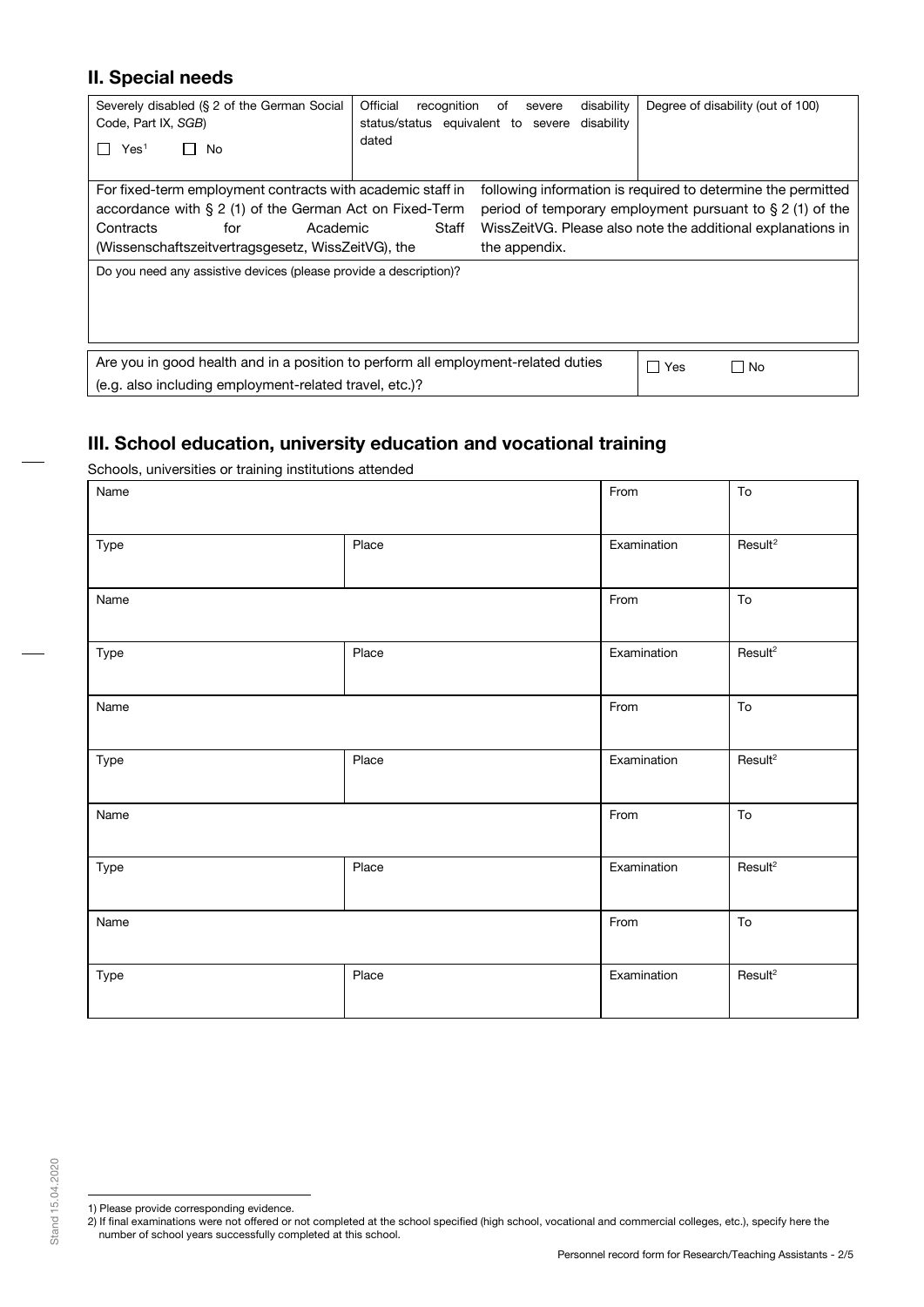## II. Special needs

| Severely disabled (§ 2 of the German Social Code, Part IX, *SGB*)<br>☐ Yes[1] ☐ No | Official recognition of severe disability status/status equivalent to severe disability dated | Degree of disability (out of 100) |
|---|---|---|
| For fixed-term employment contracts with academic staff in accordance with § 2 (1) of the German Act on Fixed-Term Contracts for Academic Staff (Wissenschaftszeitvertragsgesetz, WissZeitVG), the following information is required to determine the permitted period of temporary employment pursuant to § 2 (1) of the WissZeitVG. Please also note the additional explanations in the appendix. | | |
| Do you need any assistive devices (please provide a description)? | | |

| Are you in good health and in a position to perform all employment-related duties (e.g. also including employment-related travel, etc.)? | ☐ Yes ☐ No |
|---|---|

## III. School education, university education and vocational training

Schools, universities or training institutions attended

| Name | | From | To |
|---|---|---|---|
| Type | Place | Examination | Result[2] |
| Name | | From | To |
| Type | Place | Examination | Result[2] |
| Name | | From | To |
| Type | Place | Examination | Result[2] |
| Name | | From | To |
| Type | Place | Examination | Result[2] |
| Name | | From | To |
| Type | Place | Examination | Result[2] |

1) Please provide corresponding evidence.
2) If final examinations were not offered or not completed at the school specified (high school, vocational and commercial colleges, etc.), specify here the number of school years successfully completed at this school.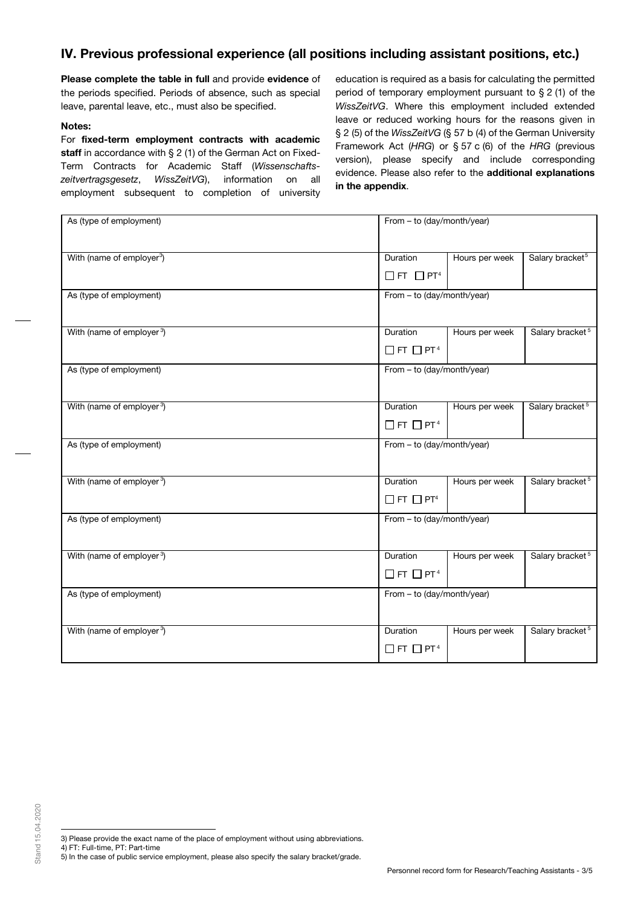## IV. Previous professional experience (all positions including assistant positions, etc.)

**Please complete the table in full** and provide **evidence** of the periods specified. Periods of absence, such as special leave, parental leave, etc., must also be specified.

**Notes:**

For **fixed-term employment contracts with academic staff** in accordance with § 2 (1) of the German Act on Fixed-Term Contracts for Academic Staff (*Wissenschafts­zeitvertragsgesetz*, *WissZeitVG*), information on all employment subsequent to completion of university education is required as a basis for calculating the permitted period of temporary employment pursuant to § 2 (1) of the *WissZeitVG*. Where this employment included extended leave or reduced working hours for the reasons given in § 2 (5) of the *WissZeitVG* (§ 57 b (4) of the German University Framework Act (*HRG*) or § 57 c (6) of the *HRG* (previous version), please specify and include corresponding evidence. Please also refer to the **additional explanations in the appendix**.

| As (type of employment) | From – to (day/month/year) | | |
|---|---|---|---|
| With (name of employer[3]) | Duration ☐ FT ☐ PT[4] | Hours per week | Salary bracket[5] |
| As (type of employment) | From – to (day/month/year) | | |
| With (name of employer[3]) | Duration ☐ FT ☐ PT[4] | Hours per week | Salary bracket[5] |
| As (type of employment) | From – to (day/month/year) | | |
| With (name of employer[3]) | Duration ☐ FT ☐ PT[4] | Hours per week | Salary bracket[5] |
| As (type of employment) | From – to (day/month/year) | | |
| With (name of employer[3]) | Duration ☐ FT ☐ PT[4] | Hours per week | Salary bracket[5] |
| As (type of employment) | From – to (day/month/year) | | |
| With (name of employer[3]) | Duration ☐ FT ☐ PT[4] | Hours per week | Salary bracket[5] |
| As (type of employment) | From – to (day/month/year) | | |
| With (name of employer[3]) | Duration ☐ FT ☐ PT[4] | Hours per week | Salary bracket[5] |

3) Please provide the exact name of the place of employment without using abbreviations.
4) FT: Full-time, PT: Part-time
5) In the case of public service employment, please also specify the salary bracket/grade.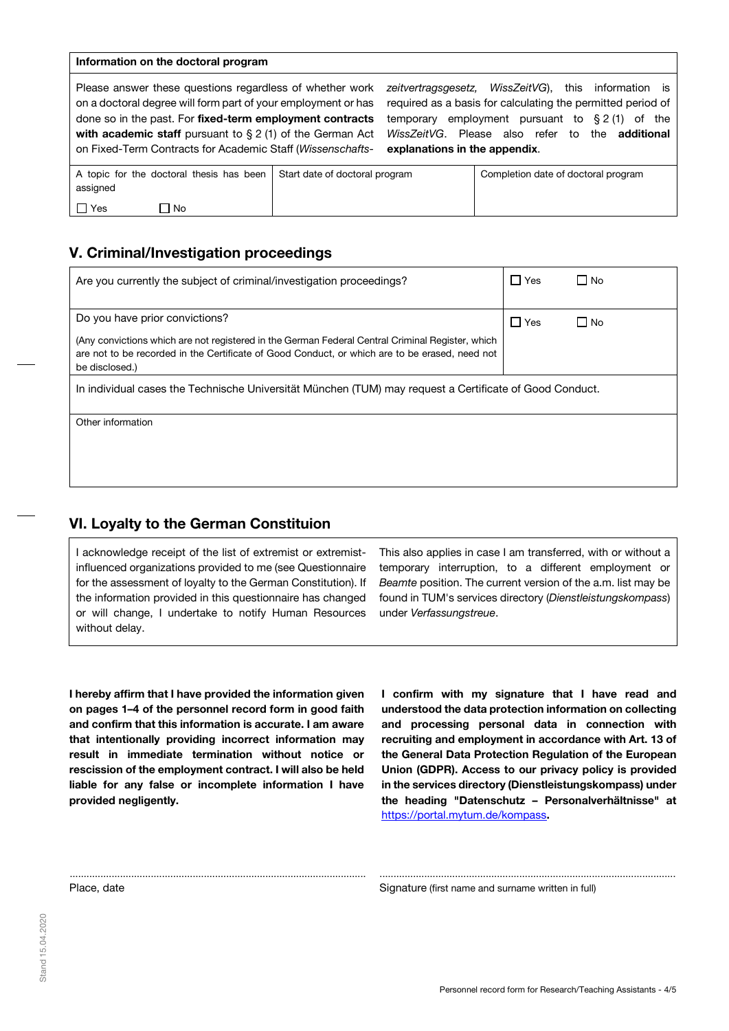| Information on the doctoral program | | |
|---|---|---|
| Please answer these questions regardless of whether work on a doctoral degree will form part of your employment or has done so in the past. For **fixed-term employment contracts with academic staff** pursuant to § 2 (1) of the German Act on Fixed-Term Contracts for Academic Staff (*Wissenschafts-zeitvertragsgesetz, WissZeitVG*), this information is required as a basis for calculating the permitted period of temporary employment pursuant to § 2 (1) of the *WissZeitVG*. Please also refer to the **additional explanations in the appendix**. | | |
| A topic for the doctoral thesis has been assigned<br>☐ Yes ☐ No | Start date of doctoral program | Completion date of doctoral program |

## V. Criminal/Investigation proceedings

| | |
|---|---|
| Are you currently the subject of criminal/investigation proceedings? | ☐ Yes ☐ No |
| Do you have prior convictions?<br>(Any convictions which are not registered in the German Federal Central Criminal Register, which are not to be recorded in the Certificate of Good Conduct, or which are to be erased, need not be disclosed.) | ☐ Yes ☐ No |
| In individual cases the Technische Universität München (TUM) may request a Certificate of Good Conduct. | |
| Other information | |

## VI. Loyalty to the German Constituion

I acknowledge receipt of the list of extremist or extremist-influenced organizations provided to me (see Questionnaire for the assessment of loyalty to the German Constitution). If the information provided in this questionnaire has changed or will change, I undertake to notify Human Resources without delay. This also applies in case I am transferred, with or without a temporary interruption, to a different employment or *Beamte* position. The current version of the a.m. list may be found in TUM's services directory (*Dienstleistungskompass*) under *Verfassungstreue*.

**I hereby affirm that I have provided the information given on pages 1–4 of the personnel record form in good faith and confirm that this information is accurate. I am aware that intentionally providing incorrect information may result in immediate termination without notice or rescission of the employment contract. I will also be held liable for any false or incomplete information I have provided negligently.**

**I confirm with my signature that I have read and understood the data protection information on collecting and processing personal data in connection with recruiting and employment in accordance with Art. 13 of the General Data Protection Regulation of the European Union (GDPR). Access to our privacy policy is provided in the services directory (Dienstleistungskompass) under the heading "Datenschutz – Personalverhältnisse" at** https://portal.mytum.de/kompass**.**

..........................................................................................................
Place, date

..........................................................................................................
Signature (first name and surname written in full)

Stand 15.04.2020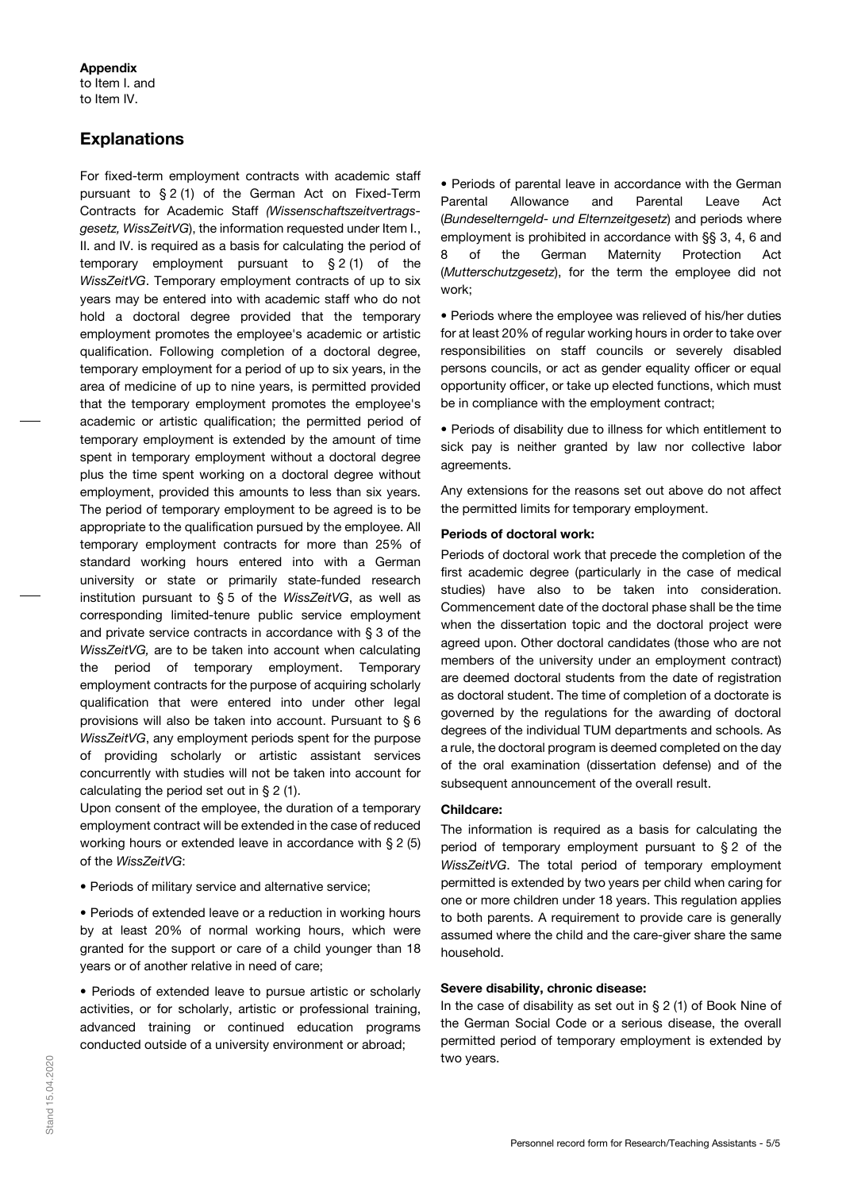**Appendix**
to Item I. and
to Item IV.

## Explanations

For fixed-term employment contracts with academic staff pursuant to § 2 (1) of the German Act on Fixed-Term Contracts for Academic Staff *(Wissenschaftszeitvertragsgesetz, WissZeitVG*), the information requested under Item I., II. and IV. is required as a basis for calculating the period of temporary employment pursuant to § 2 (1) of the *WissZeitVG*. Temporary employment contracts of up to six years may be entered into with academic staff who do not hold a doctoral degree provided that the temporary employment promotes the employee's academic or artistic qualification. Following completion of a doctoral degree, temporary employment for a period of up to six years, in the area of medicine of up to nine years, is permitted provided that the temporary employment promotes the employee's academic or artistic qualification; the permitted period of temporary employment is extended by the amount of time spent in temporary employment without a doctoral degree plus the time spent working on a doctoral degree without employment, provided this amounts to less than six years. The period of temporary employment to be agreed is to be appropriate to the qualification pursued by the employee. All temporary employment contracts for more than 25% of standard working hours entered into with a German university or state or primarily state-funded research institution pursuant to § 5 of the *WissZeitVG*, as well as corresponding limited-tenure public service employment and private service contracts in accordance with § 3 of the *WissZeitVG,* are to be taken into account when calculating the period of temporary employment. Temporary employment contracts for the purpose of acquiring scholarly qualification that were entered into under other legal provisions will also be taken into account. Pursuant to § 6 *WissZeitVG*, any employment periods spent for the purpose of providing scholarly or artistic assistant services concurrently with studies will not be taken into account for calculating the period set out in § 2 (1).

Upon consent of the employee, the duration of a temporary employment contract will be extended in the case of reduced working hours or extended leave in accordance with § 2 (5) of the *WissZeitVG*:

- Periods of military service and alternative service;
- Periods of extended leave or a reduction in working hours by at least 20% of normal working hours, which were granted for the support or care of a child younger than 18 years or of another relative in need of care;
- Periods of extended leave to pursue artistic or scholarly activities, or for scholarly, artistic or professional training, advanced training or continued education programs conducted outside of a university environment or abroad;
- Periods of parental leave in accordance with the German Parental Allowance and Parental Leave Act (*Bundeselterngeld- und Elternzeitgesetz*) and periods where employment is prohibited in accordance with §§ 3, 4, 6 and 8 of the German Maternity Protection Act (*Mutterschutzgesetz*), for the term the employee did not work;
- Periods where the employee was relieved of his/her duties for at least 20% of regular working hours in order to take over responsibilities on staff councils or severely disabled persons councils, or act as gender equality officer or equal opportunity officer, or take up elected functions, which must be in compliance with the employment contract;
- Periods of disability due to illness for which entitlement to sick pay is neither granted by law nor collective labor agreements.

Any extensions for the reasons set out above do not affect the permitted limits for temporary employment.

**Periods of doctoral work:**

Periods of doctoral work that precede the completion of the first academic degree (particularly in the case of medical studies) have also to be taken into consideration. Commencement date of the doctoral phase shall be the time when the dissertation topic and the doctoral project were agreed upon. Other doctoral candidates (those who are not members of the university under an employment contract) are deemed doctoral students from the date of registration as doctoral student. The time of completion of a doctorate is governed by the regulations for the awarding of doctoral degrees of the individual TUM departments and schools. As a rule, the doctoral program is deemed completed on the day of the oral examination (dissertation defense) and of the subsequent announcement of the overall result.

**Childcare:**

The information is required as a basis for calculating the period of temporary employment pursuant to § 2 of the *WissZeitVG*. The total period of temporary employment permitted is extended by two years per child when caring for one or more children under 18 years. This regulation applies to both parents. A requirement to provide care is generally assumed where the child and the care-giver share the same household.

**Severe disability, chronic disease:**

In the case of disability as set out in § 2 (1) of Book Nine of the German Social Code or a serious disease, the overall permitted period of temporary employment is extended by two years.